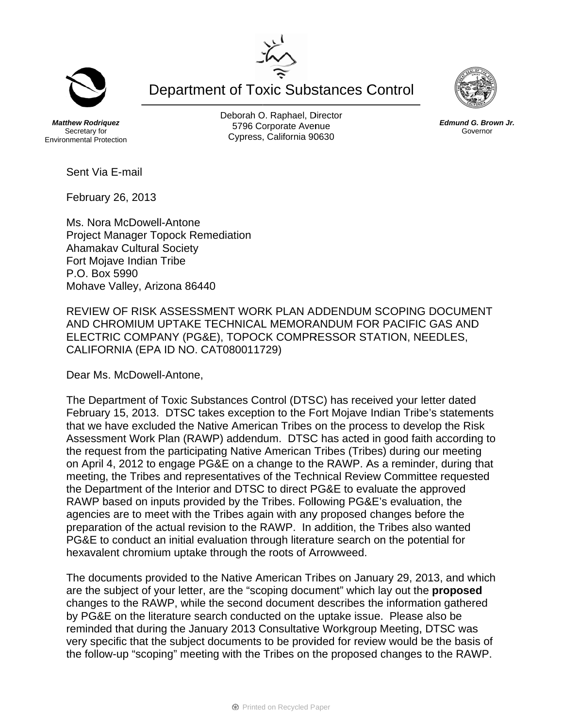# Department of Toxic Substances Control

**_Matthew Rodriquez_**
Secretary for
Environmental Protection

Deborah O. Raphael, Director
5796 Corporate Avenue
Cypress, California 90630

**_Edmund G. Brown Jr._**
Governor

Sent Via E-mail

February 26, 2013

Ms. Nora McDowell-Antone
Project Manager Topock Remediation
Ahamakav Cultural Society
Fort Mojave Indian Tribe
P.O. Box 5990
Mohave Valley, Arizona 86440

REVIEW OF RISK ASSESSMENT WORK PLAN ADDENDUM SCOPING DOCUMENT AND CHROMIUM UPTAKE TECHNICAL MEMORANDUM FOR PACIFIC GAS AND ELECTRIC COMPANY (PG&E), TOPOCK COMPRESSOR STATION, NEEDLES, CALIFORNIA (EPA ID NO. CAT080011729)

Dear Ms. McDowell-Antone,

The Department of Toxic Substances Control (DTSC) has received your letter dated February 15, 2013. DTSC takes exception to the Fort Mojave Indian Tribe's statements that we have excluded the Native American Tribes on the process to develop the Risk Assessment Work Plan (RAWP) addendum. DTSC has acted in good faith according to the request from the participating Native American Tribes (Tribes) during our meeting on April 4, 2012 to engage PG&E on a change to the RAWP. As a reminder, during that meeting, the Tribes and representatives of the Technical Review Committee requested the Department of the Interior and DTSC to direct PG&E to evaluate the approved RAWP based on inputs provided by the Tribes. Following PG&E's evaluation, the agencies are to meet with the Tribes again with any proposed changes before the preparation of the actual revision to the RAWP. In addition, the Tribes also wanted PG&E to conduct an initial evaluation through literature search on the potential for hexavalent chromium uptake through the roots of Arrowweed.

The documents provided to the Native American Tribes on January 29, 2013, and which are the subject of your letter, are the "scoping document" which lay out the **proposed** changes to the RAWP, while the second document describes the information gathered by PG&E on the literature search conducted on the uptake issue. Please also be reminded that during the January 2013 Consultative Workgroup Meeting, DTSC was very specific that the subject documents to be provided for review would be the basis of the follow-up "scoping" meeting with the Tribes on the proposed changes to the RAWP.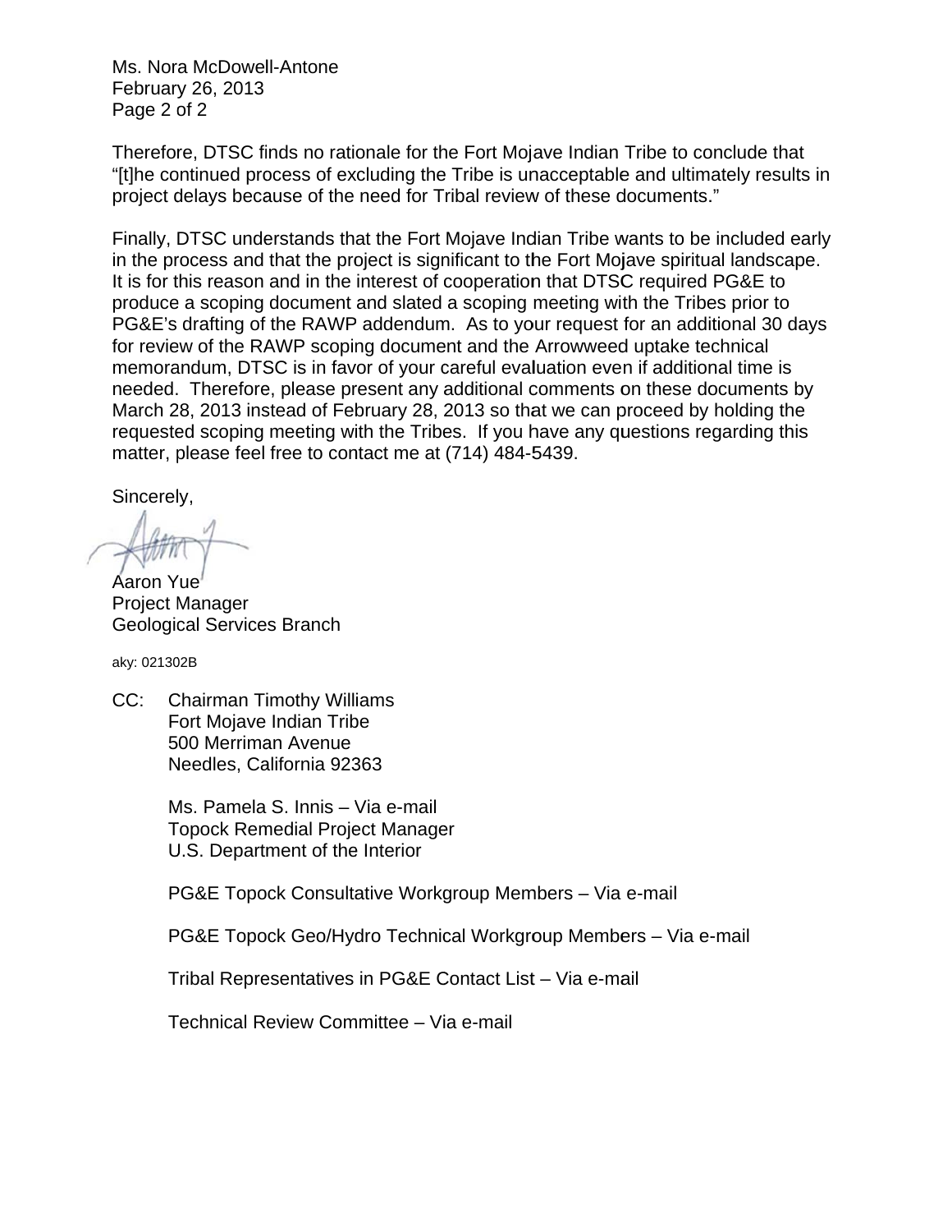Therefore, DTSC finds no rationale for the Fort Mojave Indian Tribe to conclude that "[t]he continued process of excluding the Tribe is unacceptable and ultimately results in project delays because of the need for Tribal review of these documents."

Finally, DTSC understands that the Fort Mojave Indian Tribe wants to be included early in the process and that the project is significant to the Fort Mojave spiritual landscape. It is for this reason and in the interest of cooperation that DTSC required PG&E to produce a scoping document and slated a scoping meeting with the Tribes prior to PG&E's drafting of the RAWP addendum. As to your request for an additional 30 days for review of the RAWP scoping document and the Arrowweed uptake technical memorandum, DTSC is in favor of your careful evaluation even if additional time is needed. Therefore, please present any additional comments on these documents by March 28, 2013 instead of February 28, 2013 so that we can proceed by holding the requested scoping meeting with the Tribes. If you have any questions regarding this matter, please feel free to contact me at (714) 484-5439.

Sincerely,

Aaron Yue
Project Manager
Geological Services Branch

aky: 021302B

CC: Chairman Timothy Williams
Fort Mojave Indian Tribe
500 Merriman Avenue
Needles, California 92363

Ms. Pamela S. Innis – Via e-mail
Topock Remedial Project Manager
U.S. Department of the Interior

PG&E Topock Consultative Workgroup Members – Via e-mail

PG&E Topock Geo/Hydro Technical Workgroup Members – Via e-mail

Tribal Representatives in PG&E Contact List – Via e-mail

Technical Review Committee – Via e-mail